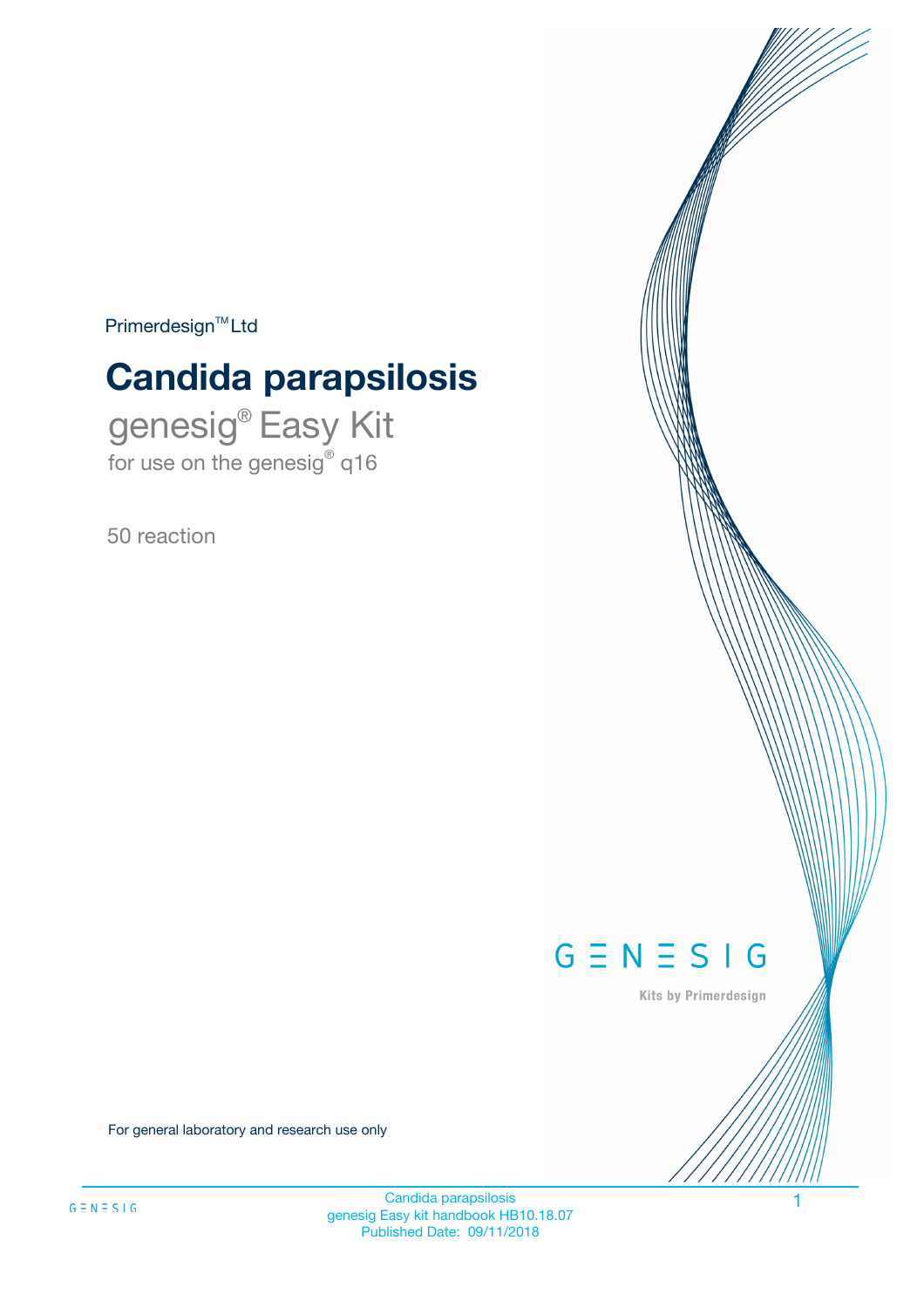Primerdesign™ Ltd

# Candida parapsilosis

genesig® Easy Kit

for use on the genesig® q16

50 reaction

GENESIG

Kits by Primerdesign

For general laboratory and research use only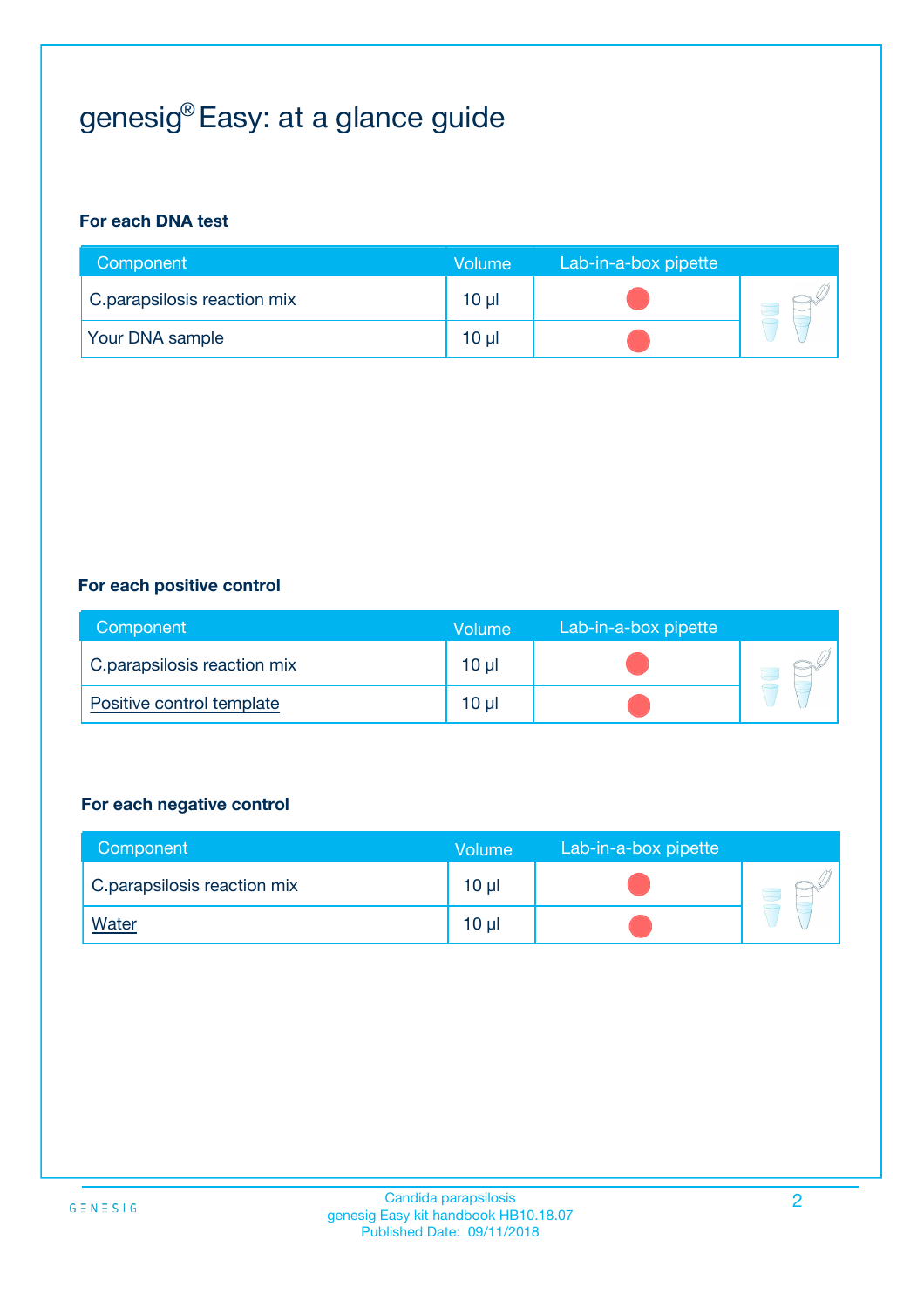# genesig® Easy: at a glance guide

### For each DNA test

| Component | Volume | Lab-in-a-box pipette |
| --- | --- | --- |
| C.parapsilosis reaction mix | 10 µl | ● |
| Your DNA sample | 10 µl | ● |

### For each positive control

| Component | Volume | Lab-in-a-box pipette |
| --- | --- | --- |
| C.parapsilosis reaction mix | 10 µl | ● |
| Positive control template | 10 µl | ● |

### For each negative control

| Component | Volume | Lab-in-a-box pipette |
| --- | --- | --- |
| C.parapsilosis reaction mix | 10 µl | ● |
| Water | 10 µl | ● |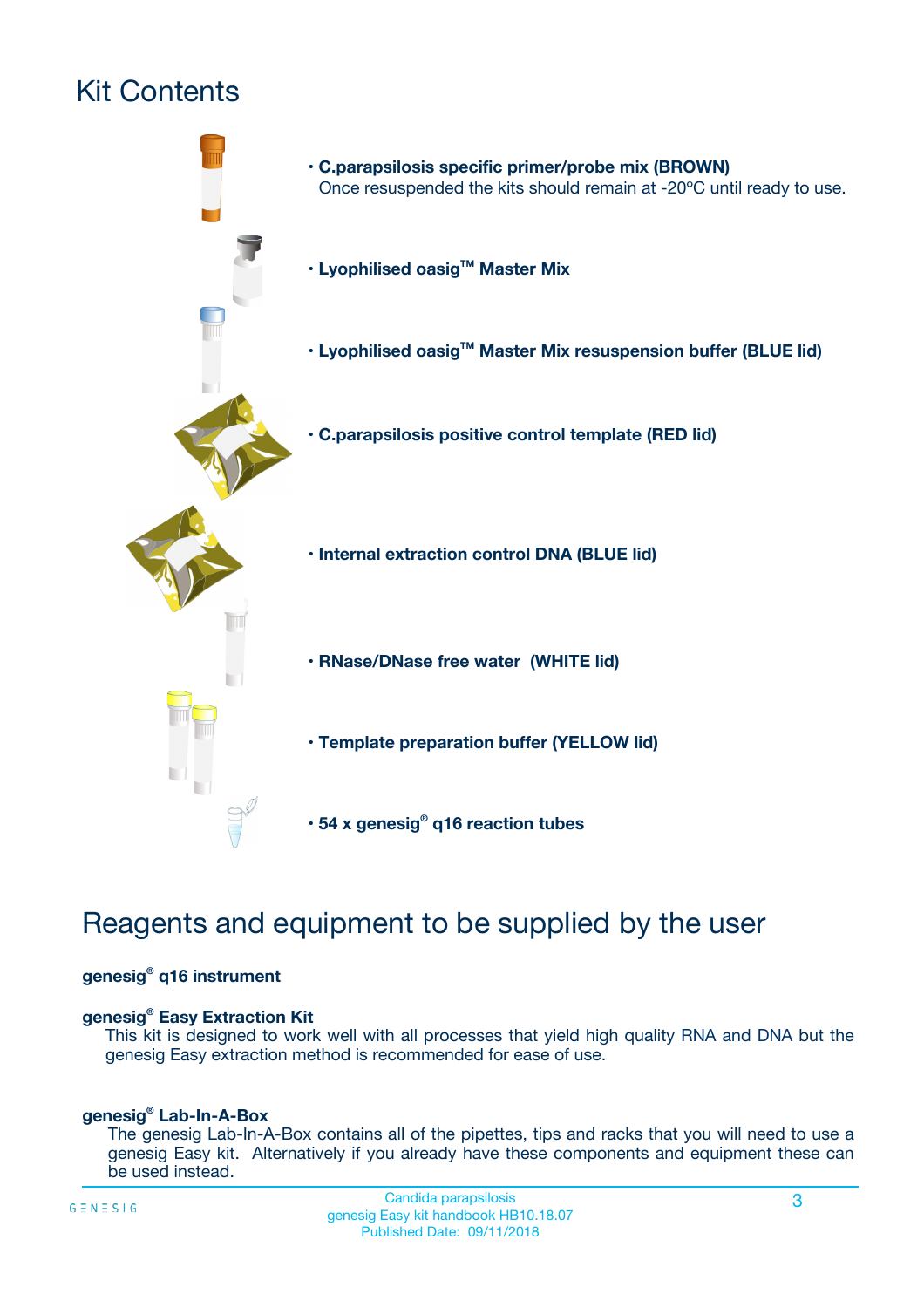# Kit Contents

- **C.parapsilosis specific primer/probe mix (BROWN)**
  Once resuspended the kits should remain at -20ºC until ready to use.
- **Lyophilised oasig™ Master Mix**
- **Lyophilised oasig™ Master Mix resuspension buffer (BLUE lid)**
- **C.parapsilosis positive control template (RED lid)**
- **Internal extraction control DNA (BLUE lid)**
- **RNase/DNase free water (WHITE lid)**
- **Template preparation buffer (YELLOW lid)**
- **54 x genesig® q16 reaction tubes**

# Reagents and equipment to be supplied by the user

**genesig® q16 instrument**

**genesig® Easy Extraction Kit**

This kit is designed to work well with all processes that yield high quality RNA and DNA but the genesig Easy extraction method is recommended for ease of use.

**genesig® Lab-In-A-Box**

The genesig Lab-In-A-Box contains all of the pipettes, tips and racks that you will need to use a genesig Easy kit. Alternatively if you already have these components and equipment these can be used instead.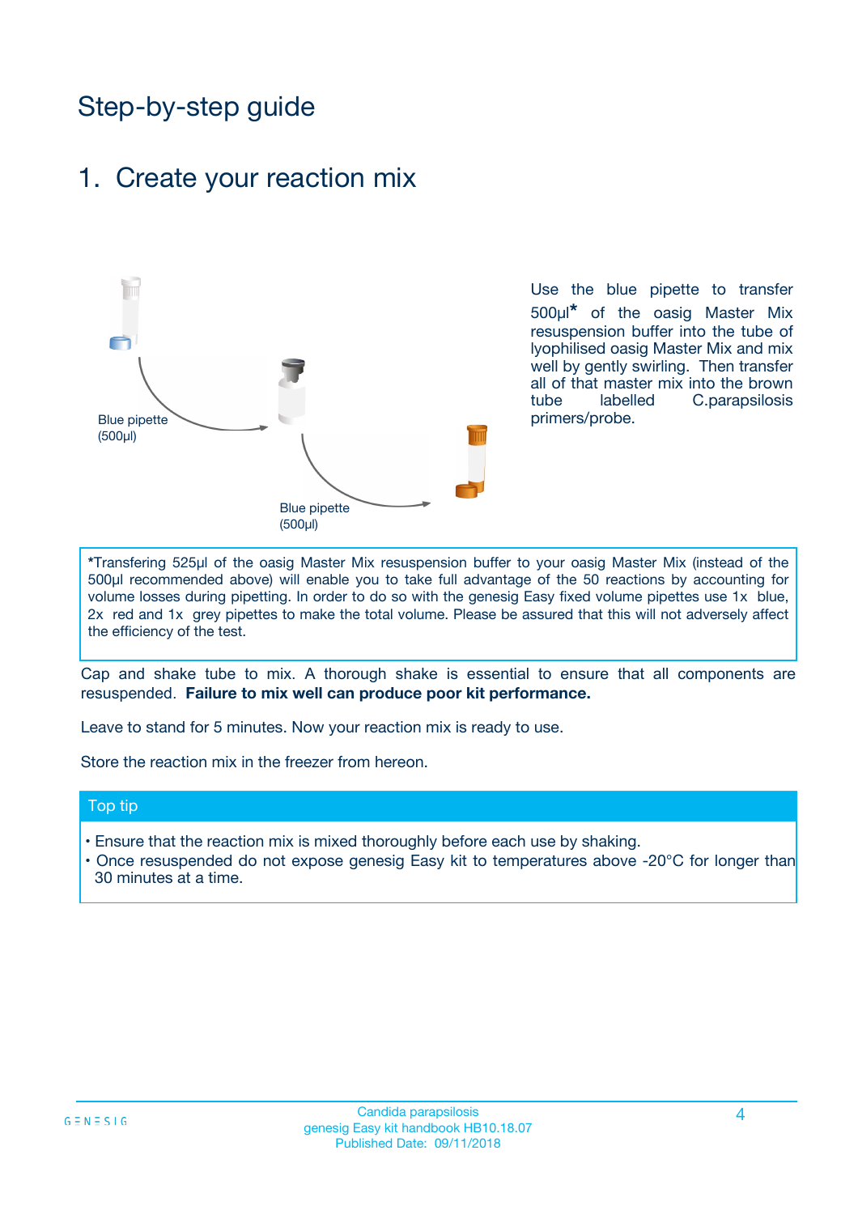# Step-by-step guide

## 1. Create your reaction mix

Blue pipette (500µl)

Blue pipette (500µl)

Use the blue pipette to transfer 500µl* of the oasig Master Mix resuspension buffer into the tube of lyophilised oasig Master Mix and mix well by gently swirling. Then transfer all of that master mix into the brown tube labelled C.parapsilosis primers/probe.

*Transfering 525µl of the oasig Master Mix resuspension buffer to your oasig Master Mix (instead of the 500µl recommended above) will enable you to take full advantage of the 50 reactions by accounting for volume losses during pipetting. In order to do so with the genesig Easy fixed volume pipettes use 1x blue, 2x red and 1x grey pipettes to make the total volume. Please be assured that this will not adversely affect the efficiency of the test.

Cap and shake tube to mix. A thorough shake is essential to ensure that all components are resuspended. **Failure to mix well can produce poor kit performance.**

Leave to stand for 5 minutes. Now your reaction mix is ready to use.

Store the reaction mix in the freezer from hereon.

### Top tip

- Ensure that the reaction mix is mixed thoroughly before each use by shaking.
- Once resuspended do not expose genesig Easy kit to temperatures above -20°C for longer than 30 minutes at a time.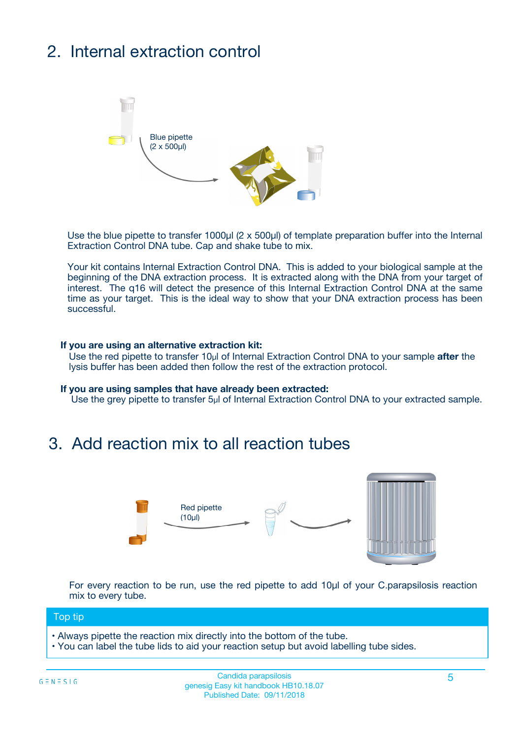## 2. Internal extraction control

Blue pipette
(2 x 500µl)

Use the blue pipette to transfer 1000µl (2 x 500µl) of template preparation buffer into the Internal Extraction Control DNA tube. Cap and shake tube to mix.

Your kit contains Internal Extraction Control DNA. This is added to your biological sample at the beginning of the DNA extraction process. It is extracted along with the DNA from your target of interest. The q16 will detect the presence of this Internal Extraction Control DNA at the same time as your target. This is the ideal way to show that your DNA extraction process has been successful.

**If you are using an alternative extraction kit:**
Use the red pipette to transfer 10µl of Internal Extraction Control DNA to your sample **after** the lysis buffer has been added then follow the rest of the extraction protocol.

**If you are using samples that have already been extracted:**
Use the grey pipette to transfer 5µl of Internal Extraction Control DNA to your extracted sample.

## 3. Add reaction mix to all reaction tubes

Red pipette
(10µl)

For every reaction to be run, use the red pipette to add 10µl of your C.parapsilosis reaction mix to every tube.

**Top tip**

- Always pipette the reaction mix directly into the bottom of the tube.
- You can label the tube lids to aid your reaction setup but avoid labelling tube sides.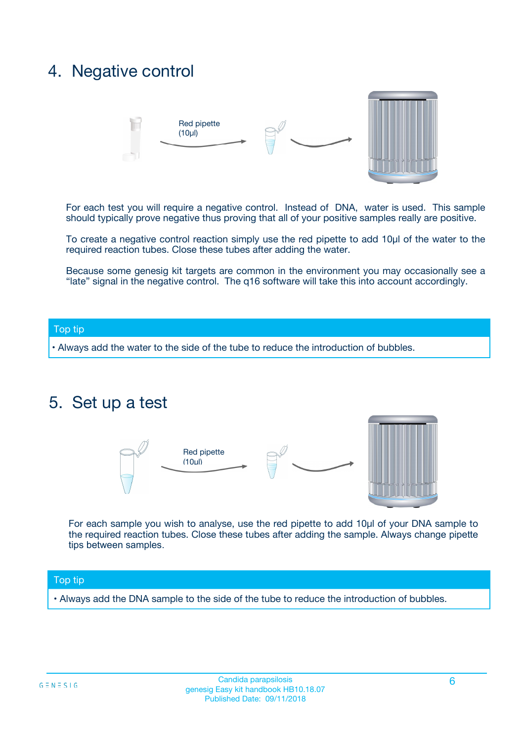## 4. Negative control

Red pipette (10µl)

For each test you will require a negative control. Instead of DNA, water is used. This sample should typically prove negative thus proving that all of your positive samples really are positive.

To create a negative control reaction simply use the red pipette to add 10µl of the water to the required reaction tubes. Close these tubes after adding the water.

Because some genesig kit targets are common in the environment you may occasionally see a "late" signal in the negative control. The q16 software will take this into account accordingly.

**Top tip**

- Always add the water to the side of the tube to reduce the introduction of bubbles.

## 5. Set up a test

Red pipette (10µl)

For each sample you wish to analyse, use the red pipette to add 10µl of your DNA sample to the required reaction tubes. Close these tubes after adding the sample. Always change pipette tips between samples.

**Top tip**

- Always add the DNA sample to the side of the tube to reduce the introduction of bubbles.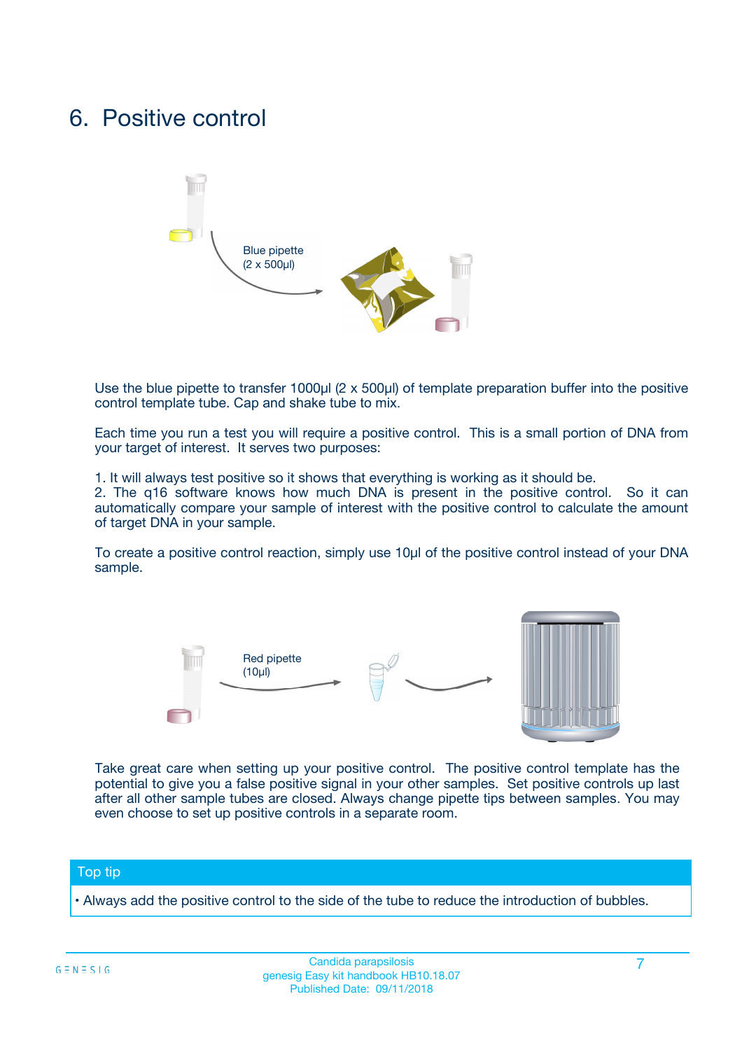# 6. Positive control

Blue pipette
(2 x 500µl)

Use the blue pipette to transfer 1000µl (2 x 500µl) of template preparation buffer into the positive control template tube. Cap and shake tube to mix.

Each time you run a test you will require a positive control. This is a small portion of DNA from your target of interest. It serves two purposes:

1. It will always test positive so it shows that everything is working as it should be.
2. The q16 software knows how much DNA is present in the positive control. So it can automatically compare your sample of interest with the positive control to calculate the amount of target DNA in your sample.

To create a positive control reaction, simply use 10µl of the positive control instead of your DNA sample.

Red pipette
(10µl)

Take great care when setting up your positive control. The positive control template has the potential to give you a false positive signal in your other samples. Set positive controls up last after all other sample tubes are closed. Always change pipette tips between samples. You may even choose to set up positive controls in a separate room.

**Top tip**

• Always add the positive control to the side of the tube to reduce the introduction of bubbles.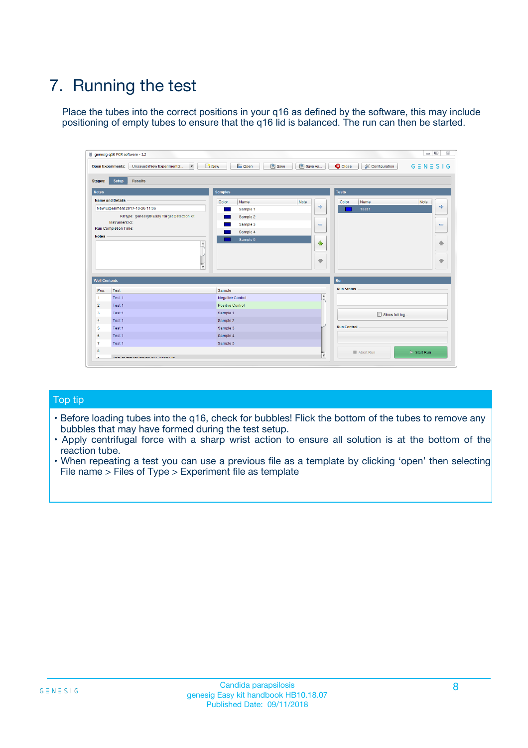# 7. Running the test

Place the tubes into the correct positions in your q16 as defined by the software, this may include positioning of empty tubes to ensure that the q16 lid is balanced. The run can then be started.

## Top tip

- Before loading tubes into the q16, check for bubbles! Flick the bottom of the tubes to remove any bubbles that may have formed during the test setup.
- Apply centrifugal force with a sharp wrist action to ensure all solution is at the bottom of the reaction tube.
- When repeating a test you can use a previous file as a template by clicking 'open' then selecting File name > Files of Type > Experiment file as template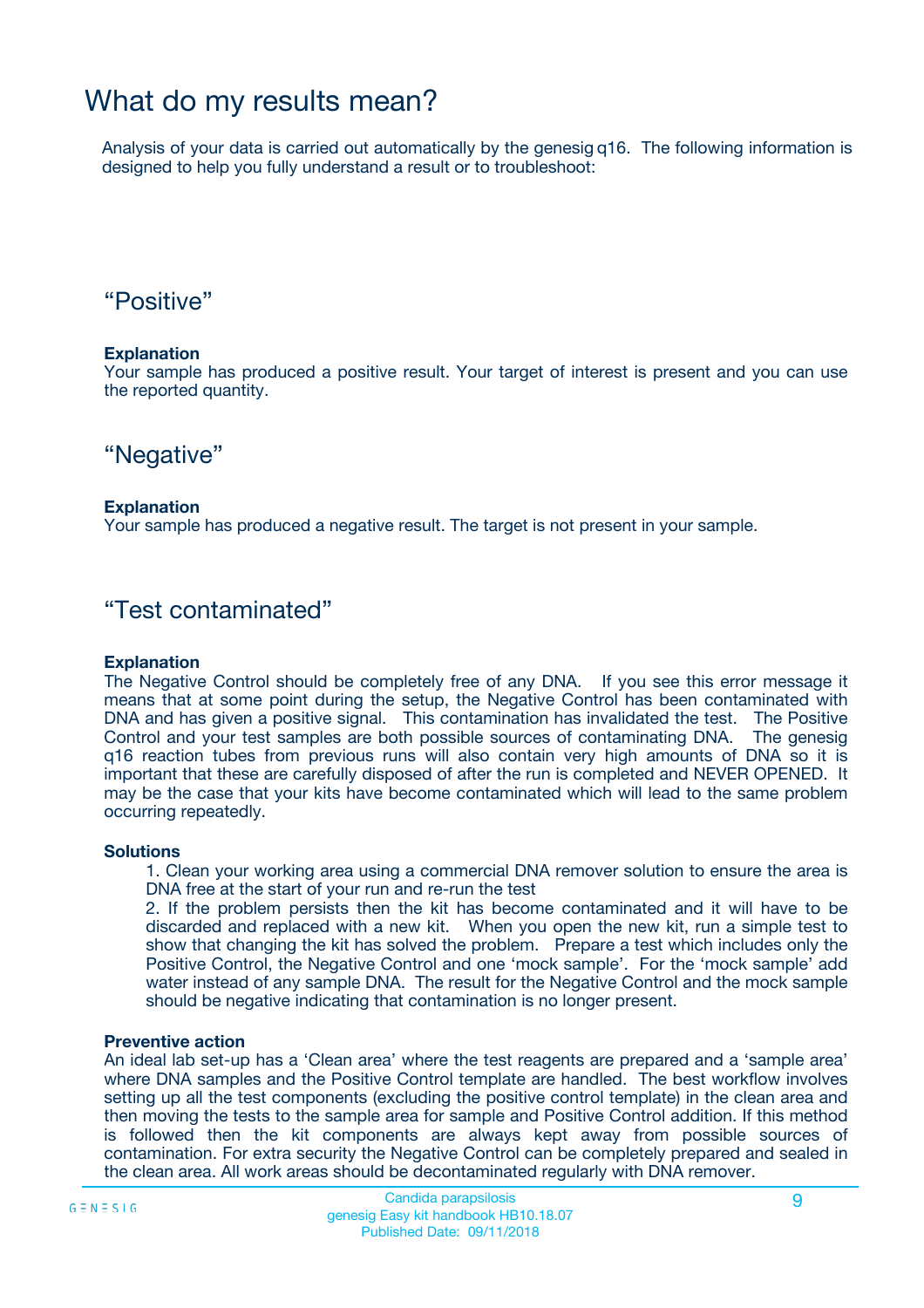# What do my results mean?

Analysis of your data is carried out automatically by the genesig q16. The following information is designed to help you fully understand a result or to troubleshoot:

## “Positive”

**Explanation**

Your sample has produced a positive result. Your target of interest is present and you can use the reported quantity.

## “Negative”

**Explanation**

Your sample has produced a negative result. The target is not present in your sample.

## “Test contaminated”

**Explanation**

The Negative Control should be completely free of any DNA. If you see this error message it means that at some point during the setup, the Negative Control has been contaminated with DNA and has given a positive signal. This contamination has invalidated the test. The Positive Control and your test samples are both possible sources of contaminating DNA. The genesig q16 reaction tubes from previous runs will also contain very high amounts of DNA so it is important that these are carefully disposed of after the run is completed and NEVER OPENED. It may be the case that your kits have become contaminated which will lead to the same problem occurring repeatedly.

**Solutions**

1. Clean your working area using a commercial DNA remover solution to ensure the area is DNA free at the start of your run and re-run the test
2. If the problem persists then the kit has become contaminated and it will have to be discarded and replaced with a new kit. When you open the new kit, run a simple test to show that changing the kit has solved the problem. Prepare a test which includes only the Positive Control, the Negative Control and one ‘mock sample’. For the ‘mock sample’ add water instead of any sample DNA. The result for the Negative Control and the mock sample should be negative indicating that contamination is no longer present.

**Preventive action**

An ideal lab set-up has a ‘Clean area’ where the test reagents are prepared and a ‘sample area’ where DNA samples and the Positive Control template are handled. The best workflow involves setting up all the test components (excluding the positive control template) in the clean area and then moving the tests to the sample area for sample and Positive Control addition. If this method is followed then the kit components are always kept away from possible sources of contamination. For extra security the Negative Control can be completely prepared and sealed in the clean area. All work areas should be decontaminated regularly with DNA remover.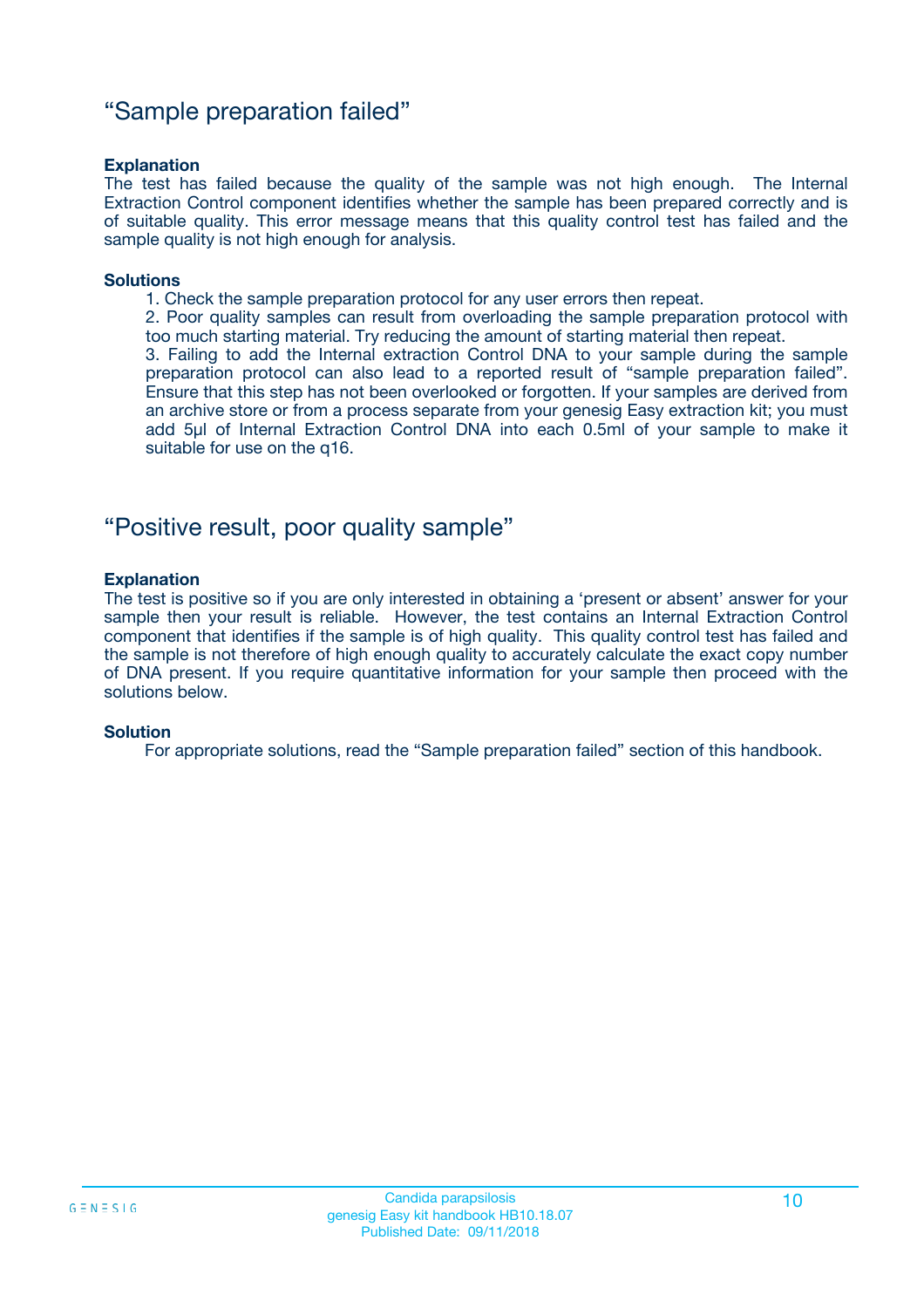## “Sample preparation failed”

**Explanation**

The test has failed because the quality of the sample was not high enough. The Internal Extraction Control component identifies whether the sample has been prepared correctly and is of suitable quality. This error message means that this quality control test has failed and the sample quality is not high enough for analysis.

**Solutions**

1. Check the sample preparation protocol for any user errors then repeat.
2. Poor quality samples can result from overloading the sample preparation protocol with too much starting material. Try reducing the amount of starting material then repeat.
3. Failing to add the Internal extraction Control DNA to your sample during the sample preparation protocol can also lead to a reported result of “sample preparation failed”. Ensure that this step has not been overlooked or forgotten. If your samples are derived from an archive store or from a process separate from your genesig Easy extraction kit; you must add 5µl of Internal Extraction Control DNA into each 0.5ml of your sample to make it suitable for use on the q16.

## “Positive result, poor quality sample”

**Explanation**

The test is positive so if you are only interested in obtaining a ‘present or absent’ answer for your sample then your result is reliable. However, the test contains an Internal Extraction Control component that identifies if the sample is of high quality. This quality control test has failed and the sample is not therefore of high enough quality to accurately calculate the exact copy number of DNA present. If you require quantitative information for your sample then proceed with the solutions below.

**Solution**

For appropriate solutions, read the “Sample preparation failed” section of this handbook.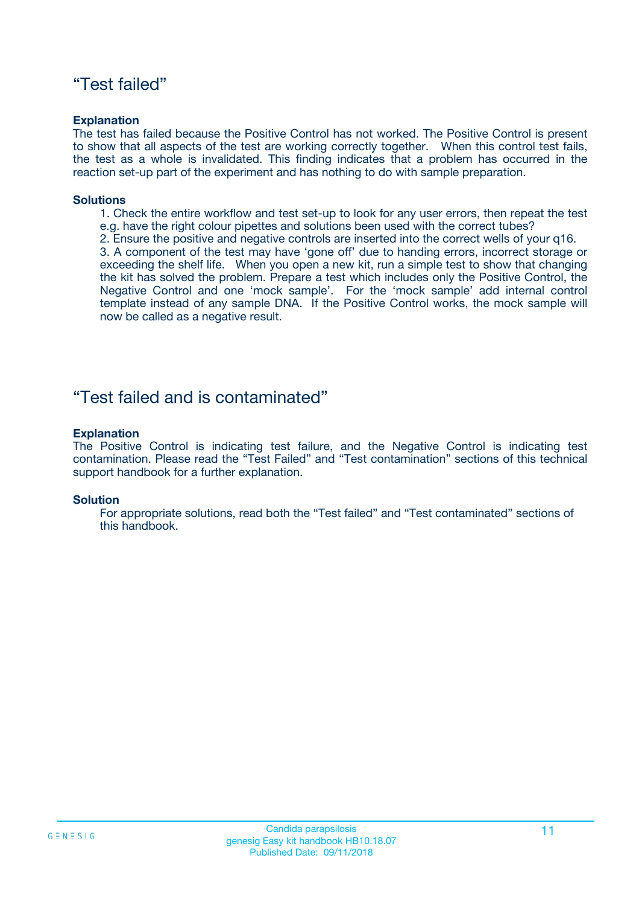## "Test failed"

**Explanation**

The test has failed because the Positive Control has not worked. The Positive Control is present to show that all aspects of the test are working correctly together. When this control test fails, the test as a whole is invalidated. This finding indicates that a problem has occurred in the reaction set-up part of the experiment and has nothing to do with sample preparation.

**Solutions**

1. Check the entire workflow and test set-up to look for any user errors, then repeat the test e.g. have the right colour pipettes and solutions been used with the correct tubes?
2. Ensure the positive and negative controls are inserted into the correct wells of your q16.
3. A component of the test may have 'gone off' due to handing errors, incorrect storage or exceeding the shelf life. When you open a new kit, run a simple test to show that changing the kit has solved the problem. Prepare a test which includes only the Positive Control, the Negative Control and one 'mock sample'. For the 'mock sample' add internal control template instead of any sample DNA. If the Positive Control works, the mock sample will now be called as a negative result.

## "Test failed and is contaminated"

**Explanation**

The Positive Control is indicating test failure, and the Negative Control is indicating test contamination. Please read the "Test Failed" and "Test contamination" sections of this technical support handbook for a further explanation.

**Solution**

For appropriate solutions, read both the "Test failed" and "Test contaminated" sections of this handbook.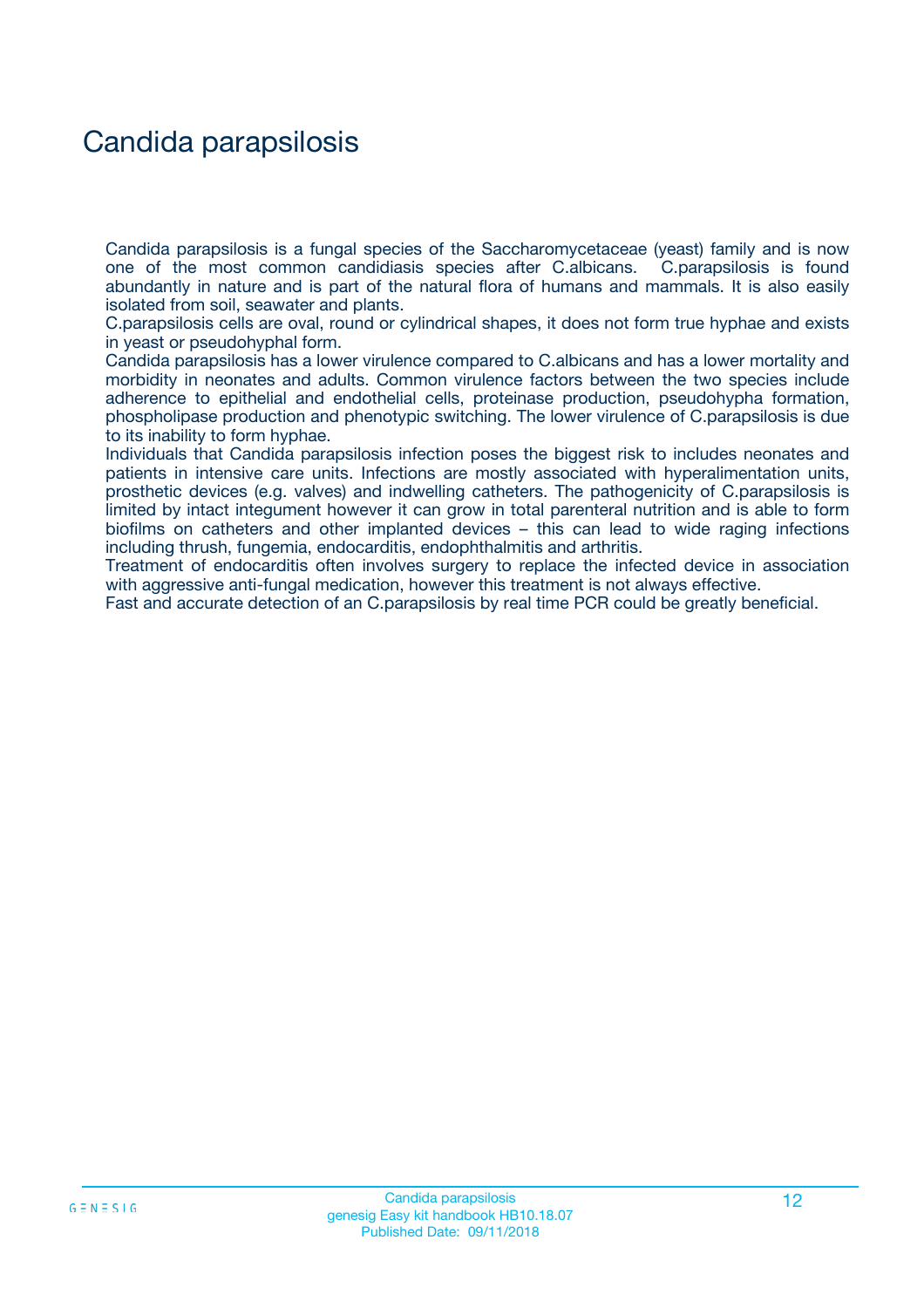# Candida parapsilosis

Candida parapsilosis is a fungal species of the Saccharomycetaceae (yeast) family and is now one of the most common candidiasis species after C.albicans. C.parapsilosis is found abundantly in nature and is part of the natural flora of humans and mammals. It is also easily isolated from soil, seawater and plants.

C.parapsilosis cells are oval, round or cylindrical shapes, it does not form true hyphae and exists in yeast or pseudohyphal form.

Candida parapsilosis has a lower virulence compared to C.albicans and has a lower mortality and morbidity in neonates and adults. Common virulence factors between the two species include adherence to epithelial and endothelial cells, proteinase production, pseudohypha formation, phospholipase production and phenotypic switching. The lower virulence of C.parapsilosis is due to its inability to form hyphae.

Individuals that Candida parapsilosis infection poses the biggest risk to includes neonates and patients in intensive care units. Infections are mostly associated with hyperalimentation units, prosthetic devices (e.g. valves) and indwelling catheters. The pathogenicity of C.parapsilosis is limited by intact integument however it can grow in total parenteral nutrition and is able to form biofilms on catheters and other implanted devices – this can lead to wide raging infections including thrush, fungemia, endocarditis, endophthalmitis and arthritis.

Treatment of endocarditis often involves surgery to replace the infected device in association with aggressive anti-fungal medication, however this treatment is not always effective.

Fast and accurate detection of an C.parapsilosis by real time PCR could be greatly beneficial.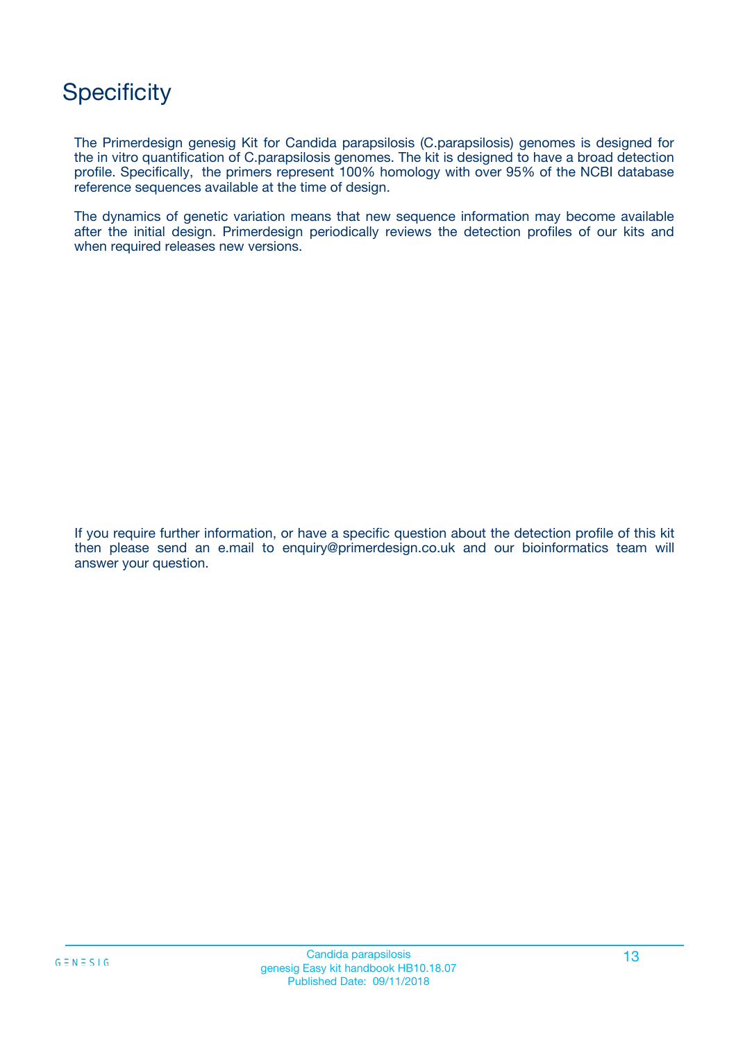# Specificity

The Primerdesign genesig Kit for Candida parapsilosis (C.parapsilosis) genomes is designed for the in vitro quantification of C.parapsilosis genomes. The kit is designed to have a broad detection profile. Specifically, the primers represent 100% homology with over 95% of the NCBI database reference sequences available at the time of design.

The dynamics of genetic variation means that new sequence information may become available after the initial design. Primerdesign periodically reviews the detection profiles of our kits and when required releases new versions.

If you require further information, or have a specific question about the detection profile of this kit then please send an e.mail to enquiry@primerdesign.co.uk and our bioinformatics team will answer your question.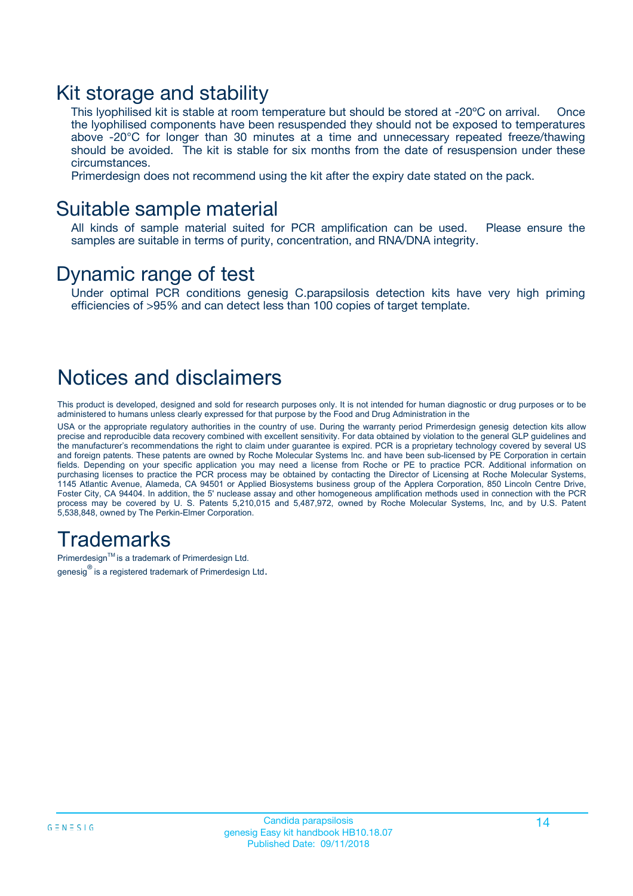## Kit storage and stability

This lyophilised kit is stable at room temperature but should be stored at -20ºC on arrival. Once the lyophilised components have been resuspended they should not be exposed to temperatures above -20°C for longer than 30 minutes at a time and unnecessary repeated freeze/thawing should be avoided. The kit is stable for six months from the date of resuspension under these circumstances.

Primerdesign does not recommend using the kit after the expiry date stated on the pack.

## Suitable sample material

All kinds of sample material suited for PCR amplification can be used. Please ensure the samples are suitable in terms of purity, concentration, and RNA/DNA integrity.

## Dynamic range of test

Under optimal PCR conditions genesig C.parapsilosis detection kits have very high priming efficiencies of >95% and can detect less than 100 copies of target template.

# Notices and disclaimers

This product is developed, designed and sold for research purposes only. It is not intended for human diagnostic or drug purposes or to be administered to humans unless clearly expressed for that purpose by the Food and Drug Administration in the

USA or the appropriate regulatory authorities in the country of use. During the warranty period Primerdesign genesig detection kits allow precise and reproducible data recovery combined with excellent sensitivity. For data obtained by violation to the general GLP guidelines and the manufacturer's recommendations the right to claim under guarantee is expired. PCR is a proprietary technology covered by several US and foreign patents. These patents are owned by Roche Molecular Systems Inc. and have been sub-licensed by PE Corporation in certain fields. Depending on your specific application you may need a license from Roche or PE to practice PCR. Additional information on purchasing licenses to practice the PCR process may be obtained by contacting the Director of Licensing at Roche Molecular Systems, 1145 Atlantic Avenue, Alameda, CA 94501 or Applied Biosystems business group of the Applera Corporation, 850 Lincoln Centre Drive, Foster City, CA 94404. In addition, the 5' nuclease assay and other homogeneous amplification methods used in connection with the PCR process may be covered by U. S. Patents 5,210,015 and 5,487,972, owned by Roche Molecular Systems, Inc, and by U.S. Patent 5,538,848, owned by The Perkin-Elmer Corporation.

# Trademarks

Primerdesign™ is a trademark of Primerdesign Ltd.

genesig® is a registered trademark of Primerdesign Ltd.